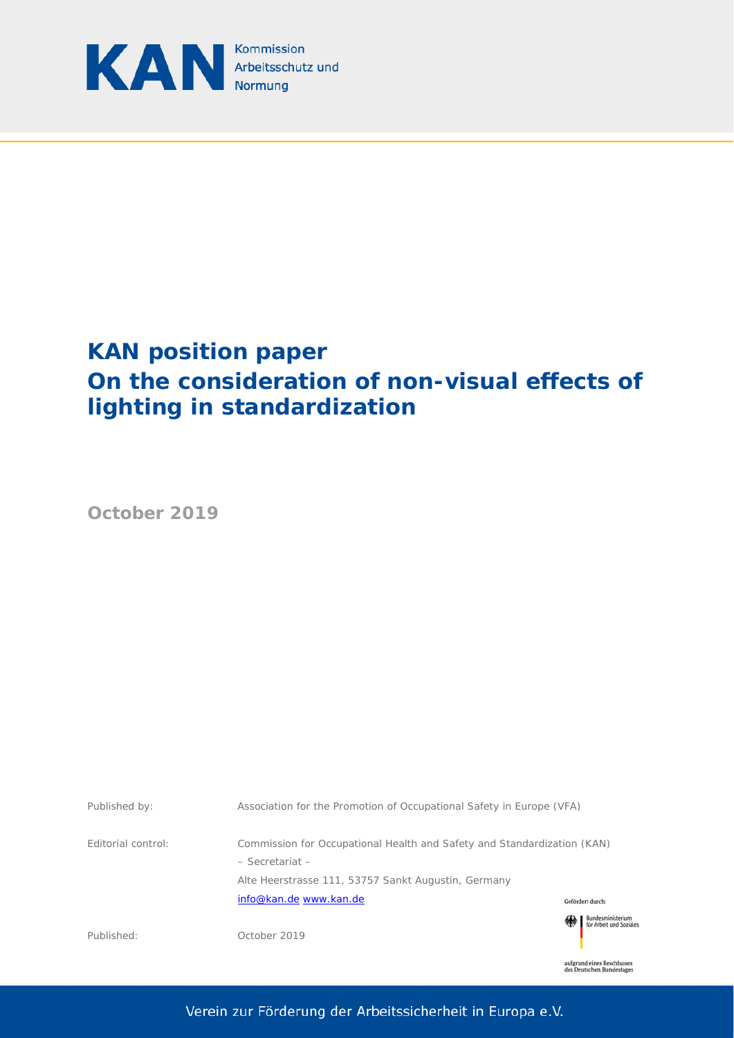KAN Kommission Arbeitsschutz und Normung

# KAN position paper
# On the consideration of non-visual effects of lighting in standardization

**October 2019**

| | |
|---|---|
| Published by: | Association for the Promotion of Occupational Safety in Europe (VFA) |
| Editorial control: | Commission for Occupational Health and Safety and Standardization (KAN) – Secretariat – Alte Heerstrasse 111, 53757 Sankt Augustin, Germany info@kan.de www.kan.de |
| Published: | October 2019 |

Gefördert durch: Bundesministerium für Arbeit und Soziales aufgrund eines Beschlusses des Deutschen Bundestages

Verein zur Förderung der Arbeitssicherheit in Europa e.V.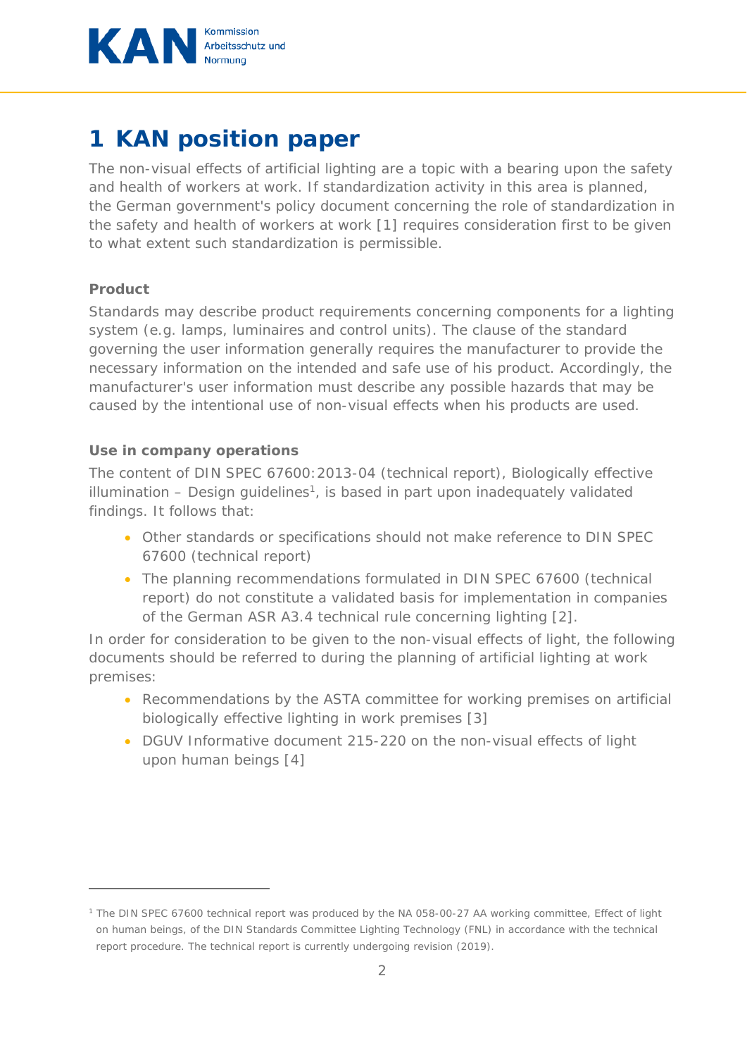# 1 KAN position paper

The non-visual effects of artificial lighting are a topic with a bearing upon the safety and health of workers at work. If standardization activity in this area is planned, the German government's policy document concerning the role of standardization in the safety and health of workers at work [1] requires consideration first to be given to what extent such standardization is permissible.

**Product**

Standards may describe product requirements concerning components for a lighting system (e.g. lamps, luminaires and control units). The clause of the standard governing the user information generally requires the manufacturer to provide the necessary information on the intended and safe use of his product. Accordingly, the manufacturer's user information must describe any possible hazards that may be caused by the intentional use of non-visual effects when his products are used.

**Use in company operations**

The content of DIN SPEC 67600:2013-04 (technical report), Biologically effective illumination – Design guidelines[1], is based in part upon inadequately validated findings. It follows that:

- Other standards or specifications should not make reference to DIN SPEC 67600 (technical report)
- The planning recommendations formulated in DIN SPEC 67600 (technical report) do not constitute a validated basis for implementation in companies of the German ASR A3.4 technical rule concerning lighting [2].

In order for consideration to be given to the non-visual effects of light, the following documents should be referred to during the planning of artificial lighting at work premises:

- Recommendations by the ASTA committee for working premises on artificial biologically effective lighting in work premises [3]
- DGUV Informative document 215-220 on the non-visual effects of light upon human beings [4]

---

[1] The DIN SPEC 67600 technical report was produced by the NA 058-00-27 AA working committee, Effect of light on human beings, of the DIN Standards Committee Lighting Technology (FNL) in accordance with the technical report procedure. The technical report is currently undergoing revision (2019).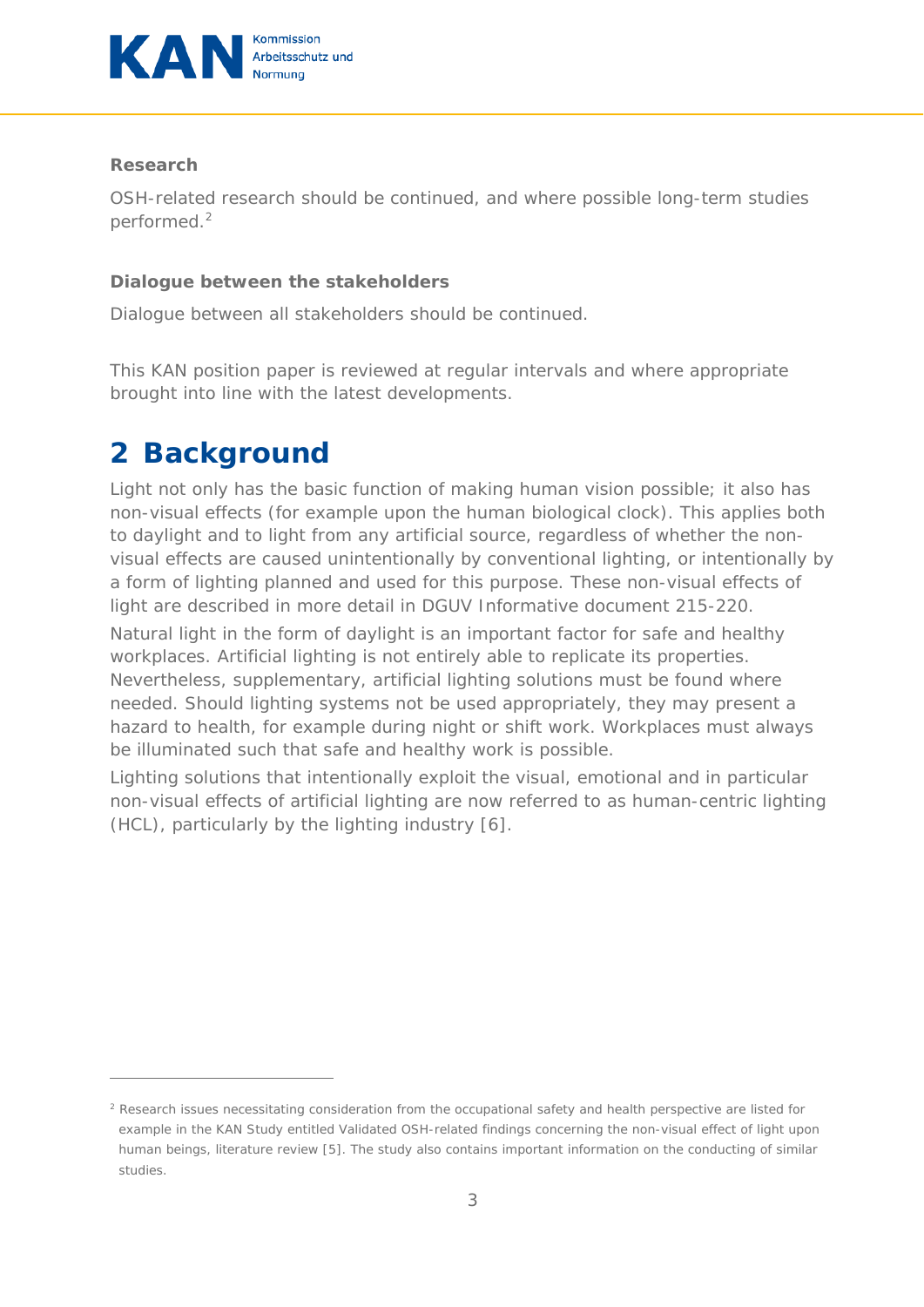**Research**

OSH-related research should be continued, and where possible long-term studies performed.[2]

**Dialogue between the stakeholders**

Dialogue between all stakeholders should be continued.

This KAN position paper is reviewed at regular intervals and where appropriate brought into line with the latest developments.

# 2 Background

Light not only has the basic function of making human vision possible; it also has non-visual effects (for example upon the human biological clock). This applies both to daylight and to light from any artificial source, regardless of whether the non-visual effects are caused unintentionally by conventional lighting, or intentionally by a form of lighting planned and used for this purpose. These non-visual effects of light are described in more detail in DGUV Informative document 215-220.

Natural light in the form of daylight is an important factor for safe and healthy workplaces. Artificial lighting is not entirely able to replicate its properties. Nevertheless, supplementary, artificial lighting solutions must be found where needed. Should lighting systems not be used appropriately, they may present a hazard to health, for example during night or shift work. Workplaces must always be illuminated such that safe and healthy work is possible.

Lighting solutions that intentionally exploit the visual, emotional and in particular non-visual effects of artificial lighting are now referred to as human-centric lighting (HCL), particularly by the lighting industry [6].

---

[2] Research issues necessitating consideration from the occupational safety and health perspective are listed for example in the KAN Study entitled Validated OSH-related findings concerning the non-visual effect of light upon human beings, literature review [5]. The study also contains important information on the conducting of similar studies.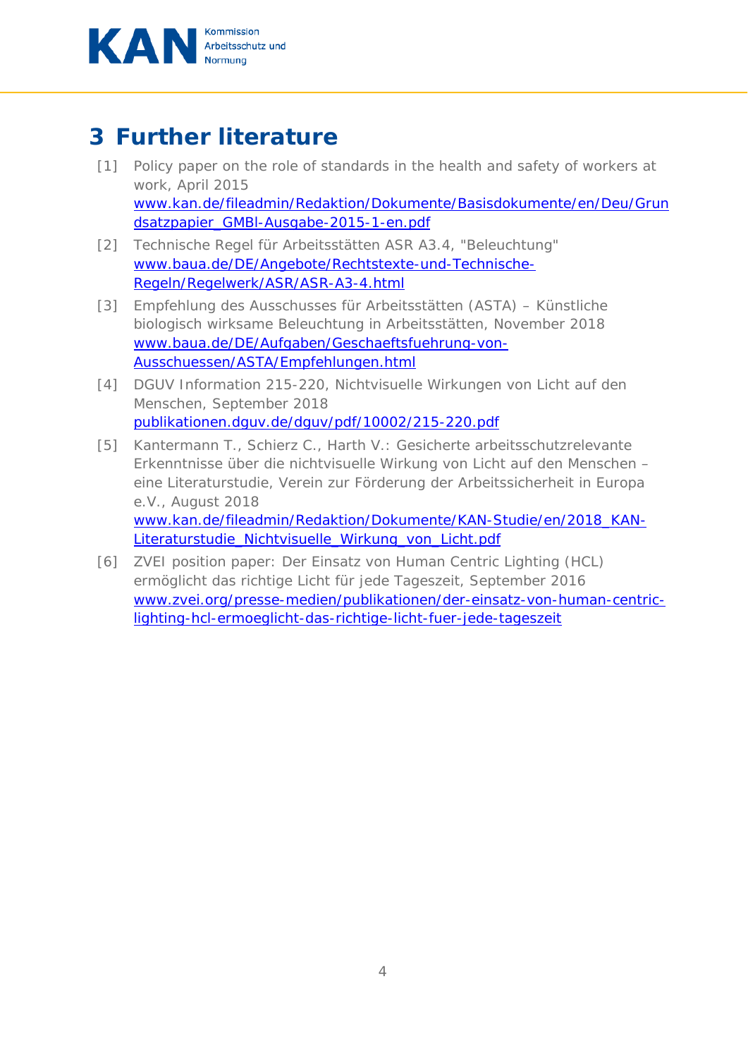# 3 Further literature

[1] Policy paper on the role of standards in the health and safety of workers at work, April 2015
www.kan.de/fileadmin/Redaktion/Dokumente/Basisdokumente/en/Deu/Grundsatzpapier_GMBl-Ausgabe-2015-1-en.pdf

[2] Technische Regel für Arbeitsstätten ASR A3.4, "Beleuchtung"
www.baua.de/DE/Angebote/Rechtstexte-und-Technische-Regeln/Regelwerk/ASR/ASR-A3-4.html

[3] Empfehlung des Ausschusses für Arbeitsstätten (ASTA) – Künstliche biologisch wirksame Beleuchtung in Arbeitsstätten, November 2018
www.baua.de/DE/Aufgaben/Geschaeftsfuehrung-von-Ausschuessen/ASTA/Empfehlungen.html

[4] DGUV Information 215-220, Nichtvisuelle Wirkungen von Licht auf den Menschen, September 2018
publikationen.dguv.de/dguv/pdf/10002/215-220.pdf

[5] Kantermann T., Schierz C., Harth V.: Gesicherte arbeitsschutzrelevante Erkenntnisse über die nichtvisuelle Wirkung von Licht auf den Menschen – eine Literaturstudie, Verein zur Förderung der Arbeitssicherheit in Europa e.V., August 2018
www.kan.de/fileadmin/Redaktion/Dokumente/KAN-Studie/en/2018_KAN-Literaturstudie_Nichtvisuelle_Wirkung_von_Licht.pdf

[6] ZVEI position paper: Der Einsatz von Human Centric Lighting (HCL) ermöglicht das richtige Licht für jede Tageszeit, September 2016
www.zvei.org/presse-medien/publikationen/der-einsatz-von-human-centric-lighting-hcl-ermoeglicht-das-richtige-licht-fuer-jede-tageszeit